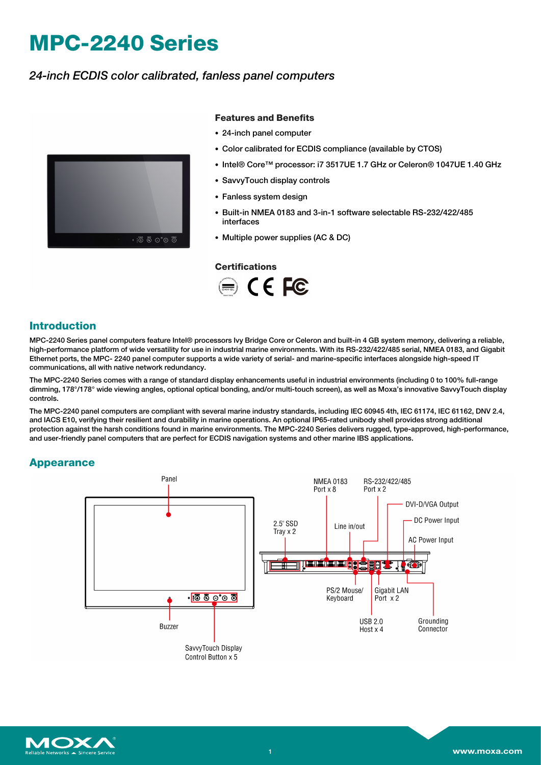# MPC-2240 Series

*24-inch ECDIS color calibrated, fanless panel computers*

### Features and Benefits

- 24-inch panel computer
- Color calibrated for ECDIS compliance (available by CTOS)
- Intel® Core™ processor: i7 3517UE 1.7 GHz or Celeron® 1047UE 1.40 GHz
- SavvyTouch display controls
- Fanless system design
- Built-in NMEA 0183 and 3-in-1 software selectable RS-232/422/485 interfaces
- Multiple power supplies (AC & DC)

### Certifications

## Introduction

MPC-2240 Series panel computers feature Intel® processors Ivy Bridge Core or Celeron and built-in 4 GB system memory, delivering a reliable, high-performance platform of wide versatility for use in industrial marine environments. With its RS-232/422/485 serial, NMEA 0183, and Gigabit Ethernet ports, the MPC- 2240 panel computer supports a wide variety of serial- and marine-specific interfaces alongside high-speed IT communications, all with native network redundancy.

The MPC-2240 Series comes with a range of standard display enhancements useful in industrial environments (including 0 to 100% full-range dimming, 178°/178° wide viewing angles, optional optical bonding, and/or multi-touch screen), as well as Moxa's innovative SavvyTouch display controls.

The MPC-2240 panel computers are compliant with several marine industry standards, including IEC 60945 4th, IEC 61174, IEC 61162, DNV 2.4, and IACS E10, verifying their resilient and durability in marine operations. An optional IP65-rated unibody shell provides strong additional protection against the harsh conditions found in marine environments. The MPC-2240 Series delivers rugged, type-approved, high-performance, and user-friendly panel computers that are perfect for ECDIS navigation systems and other marine IBS applications.

## Appearance

Panel

Buzzer

SavvyTouch Display Control Button x 5

NMEA 0183 Port x 8

RS-232/422/485 Port x 2

DVI-D/VGA Output

DC Power Input

AC Power Input

2.5" SSD Tray x 2

Line in/out

PS/2 Mouse/ Keyboard

Gigabit LAN Port x 2

USB 2.0 Host x 4

Grounding Connector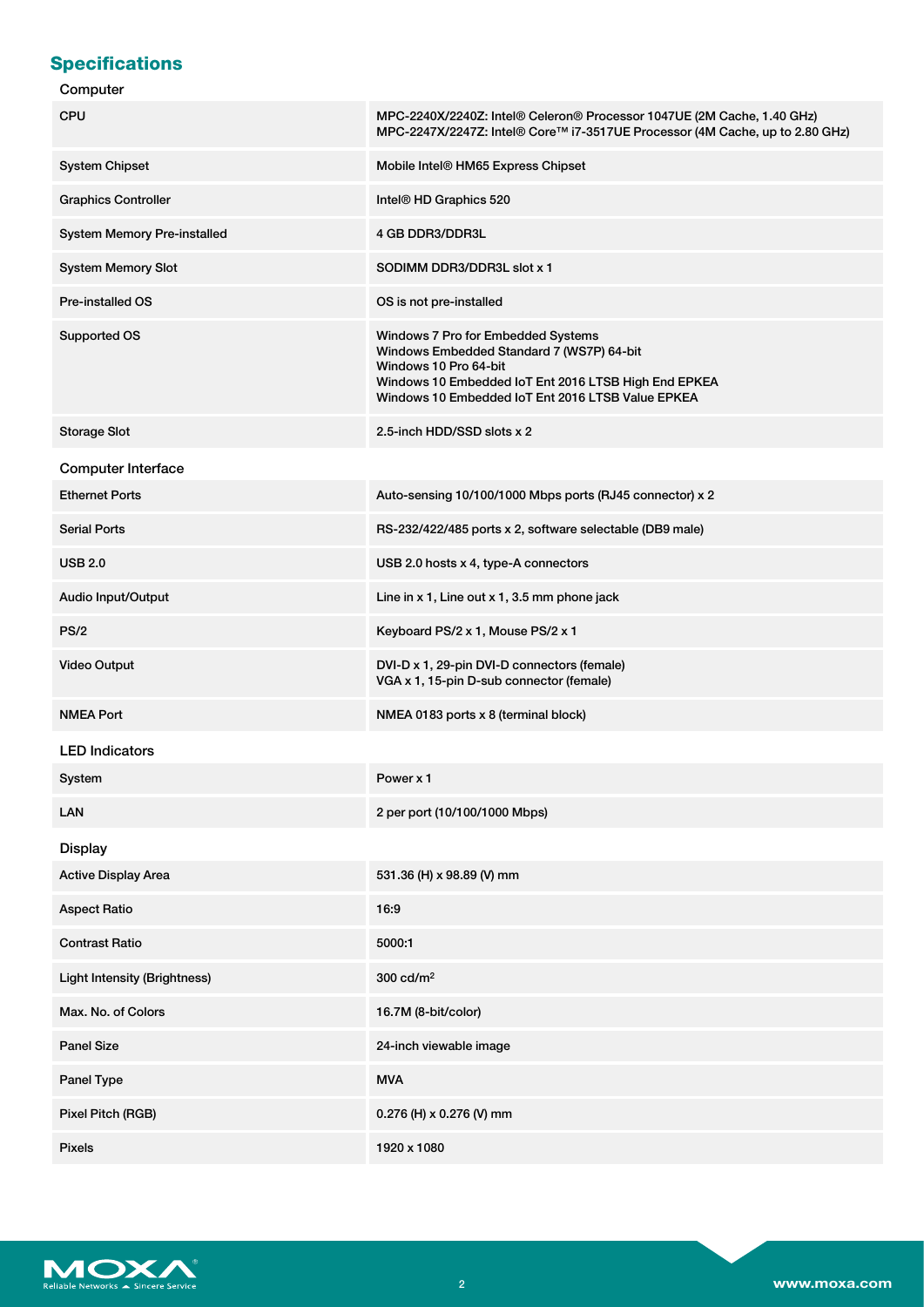## Specifications

### Computer

| | |
|---|---|
| CPU | MPC-2240X/2240Z: Intel® Celeron® Processor 1047UE (2M Cache, 1.40 GHz)<br>MPC-2247X/2247Z: Intel® Core™ i7-3517UE Processor (4M Cache, up to 2.80 GHz) |
| System Chipset | Mobile Intel® HM65 Express Chipset |
| Graphics Controller | Intel® HD Graphics 520 |
| System Memory Pre-installed | 4 GB DDR3/DDR3L |
| System Memory Slot | SODIMM DDR3/DDR3L slot x 1 |
| Pre-installed OS | OS is not pre-installed |
| Supported OS | Windows 7 Pro for Embedded Systems<br>Windows Embedded Standard 7 (WS7P) 64-bit<br>Windows 10 Pro 64-bit<br>Windows 10 Embedded IoT Ent 2016 LTSB High End EPKEA<br>Windows 10 Embedded IoT Ent 2016 LTSB Value EPKEA |
| Storage Slot | 2.5-inch HDD/SSD slots x 2 |

### Computer Interface

| | |
|---|---|
| Ethernet Ports | Auto-sensing 10/100/1000 Mbps ports (RJ45 connector) x 2 |
| Serial Ports | RS-232/422/485 ports x 2, software selectable (DB9 male) |
| USB 2.0 | USB 2.0 hosts x 4, type-A connectors |
| Audio Input/Output | Line in x 1, Line out x 1, 3.5 mm phone jack |
| PS/2 | Keyboard PS/2 x 1, Mouse PS/2 x 1 |
| Video Output | DVI-D x 1, 29-pin DVI-D connectors (female)<br>VGA x 1, 15-pin D-sub connector (female) |
| NMEA Port | NMEA 0183 ports x 8 (terminal block) |

### LED Indicators

| | |
|---|---|
| System | Power x 1 |
| LAN | 2 per port (10/100/1000 Mbps) |

### Display

| | |
|---|---|
| Active Display Area | 531.36 (H) x 98.89 (V) mm |
| Aspect Ratio | 16:9 |
| Contrast Ratio | 5000:1 |
| Light Intensity (Brightness) | 300 cd/m$^2$ |
| Max. No. of Colors | 16.7M (8-bit/color) |
| Panel Size | 24-inch viewable image |
| Panel Type | MVA |
| Pixel Pitch (RGB) | 0.276 (H) x 0.276 (V) mm |
| Pixels | 1920 x 1080 |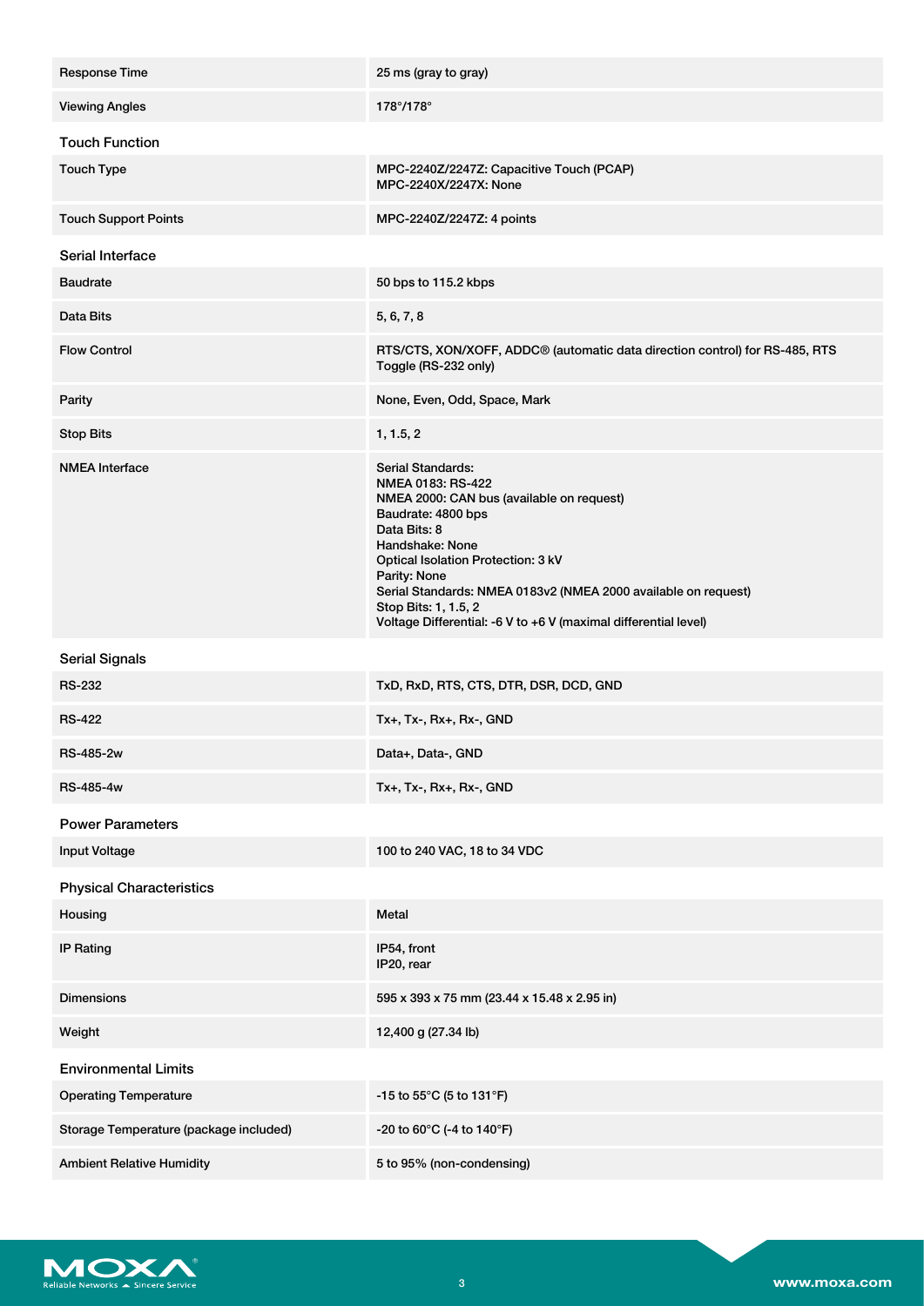| | |
|---|---|
| Response Time | 25 ms (gray to gray) |
| Viewing Angles | 178°/178° |

### Touch Function

| | |
|---|---|
| Touch Type | MPC-2240Z/2247Z: Capacitive Touch (PCAP)<br>MPC-2240X/2247X: None |
| Touch Support Points | MPC-2240Z/2247Z: 4 points |

### Serial Interface

| | |
|---|---|
| Baudrate | 50 bps to 115.2 kbps |
| Data Bits | 5, 6, 7, 8 |
| Flow Control | RTS/CTS, XON/XOFF, ADDC® (automatic data direction control) for RS-485, RTS Toggle (RS-232 only) |
| Parity | None, Even, Odd, Space, Mark |
| Stop Bits | 1, 1.5, 2 |
| NMEA Interface | Serial Standards:<br>NMEA 0183: RS-422<br>NMEA 2000: CAN bus (available on request)<br>Baudrate: 4800 bps<br>Data Bits: 8<br>Handshake: None<br>Optical Isolation Protection: 3 kV<br>Parity: None<br>Serial Standards: NMEA 0183v2 (NMEA 2000 available on request)<br>Stop Bits: 1, 1.5, 2<br>Voltage Differential: -6 V to +6 V (maximal differential level) |

### Serial Signals

| | |
|---|---|
| RS-232 | TxD, RxD, RTS, CTS, DTR, DSR, DCD, GND |
| RS-422 | Tx+, Tx-, Rx+, Rx-, GND |
| RS-485-2w | Data+, Data-, GND |
| RS-485-4w | Tx+, Tx-, Rx+, Rx-, GND |

### Power Parameters

| | |
|---|---|
| Input Voltage | 100 to 240 VAC, 18 to 34 VDC |

### Physical Characteristics

| | |
|---|---|
| Housing | Metal |
| IP Rating | IP54, front<br>IP20, rear |
| Dimensions | 595 x 393 x 75 mm (23.44 x 15.48 x 2.95 in) |
| Weight | 12,400 g (27.34 lb) |

### Environmental Limits

| | |
|---|---|
| Operating Temperature | -15 to 55°C (5 to 131°F) |
| Storage Temperature (package included) | -20 to 60°C (-4 to 140°F) |
| Ambient Relative Humidity | 5 to 95% (non-condensing) |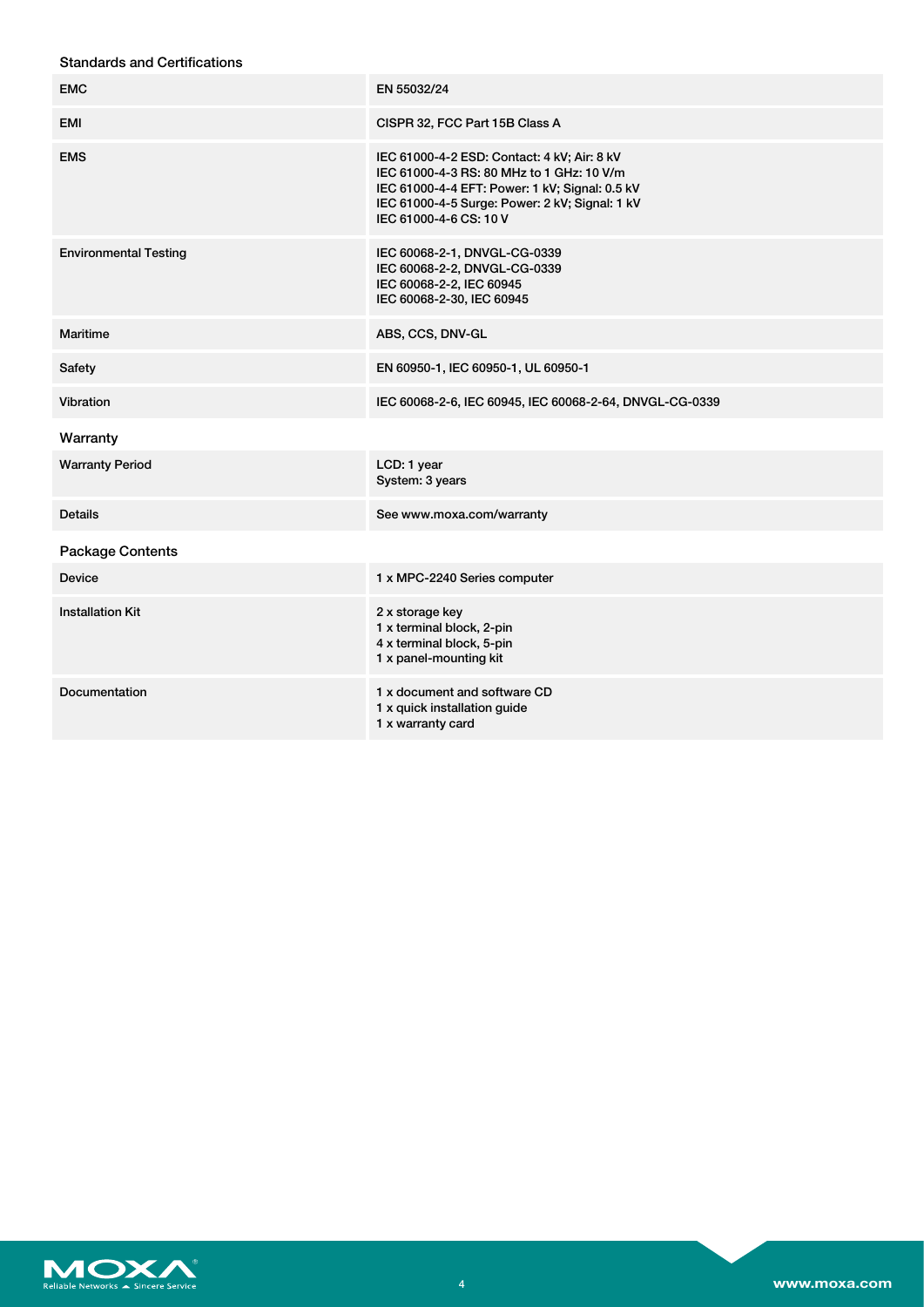### Standards and Certifications

| | |
|---|---|
| EMC | EN 55032/24 |
| EMI | CISPR 32, FCC Part 15B Class A |
| EMS | IEC 61000-4-2 ESD: Contact: 4 kV; Air: 8 kV<br>IEC 61000-4-3 RS: 80 MHz to 1 GHz: 10 V/m<br>IEC 61000-4-4 EFT: Power: 1 kV; Signal: 0.5 kV<br>IEC 61000-4-5 Surge: Power: 2 kV; Signal: 1 kV<br>IEC 61000-4-6 CS: 10 V |
| Environmental Testing | IEC 60068-2-1, DNVGL-CG-0339<br>IEC 60068-2-2, DNVGL-CG-0339<br>IEC 60068-2-2, IEC 60945<br>IEC 60068-2-30, IEC 60945 |
| Maritime | ABS, CCS, DNV-GL |
| Safety | EN 60950-1, IEC 60950-1, UL 60950-1 |
| Vibration | IEC 60068-2-6, IEC 60945, IEC 60068-2-64, DNVGL-CG-0339 |

### Warranty

| | |
|---|---|
| Warranty Period | LCD: 1 year<br>System: 3 years |
| Details | See www.moxa.com/warranty |

### Package Contents

| | |
|---|---|
| Device | 1 x MPC-2240 Series computer |
| Installation Kit | 2 x storage key<br>1 x terminal block, 2-pin<br>4 x terminal block, 5-pin<br>1 x panel-mounting kit |
| Documentation | 1 x document and software CD<br>1 x quick installation guide<br>1 x warranty card |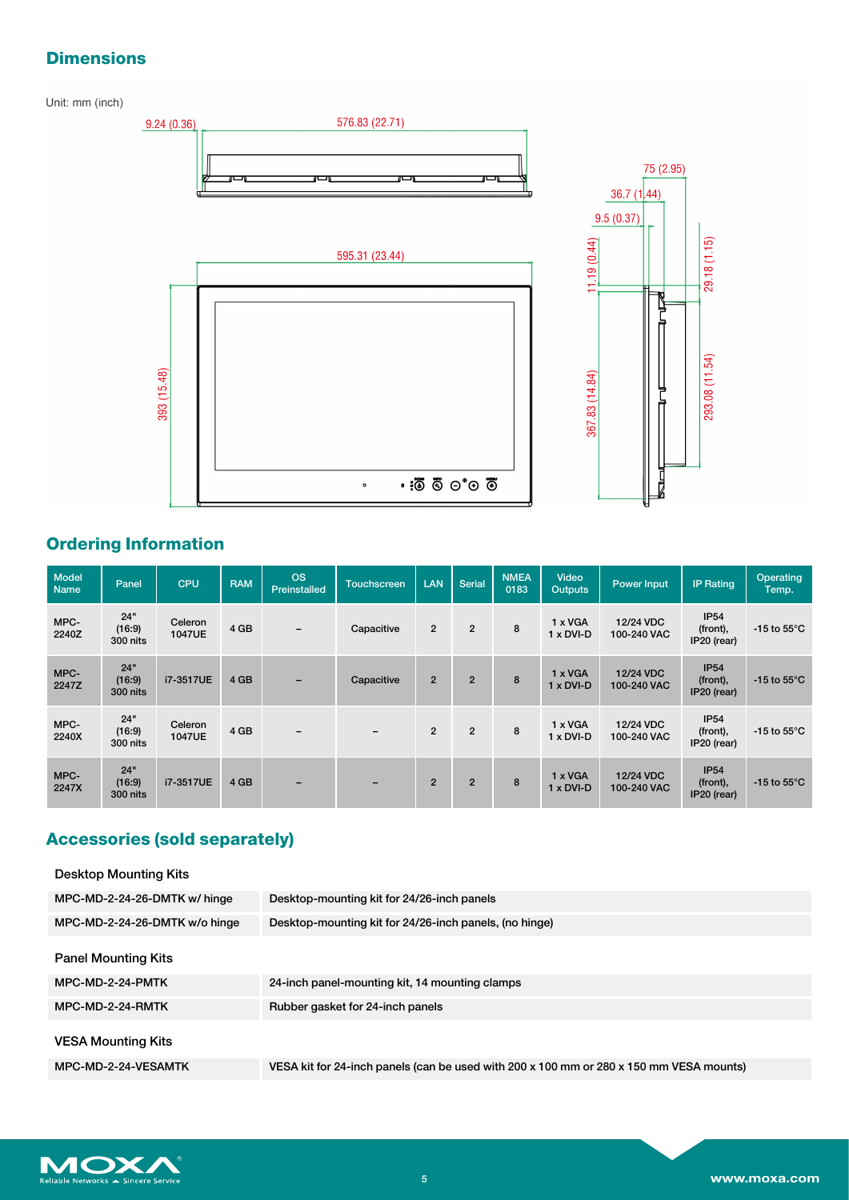## Dimensions

Unit: mm (inch)

9.24 (0.36)
576.83 (22.71)
595.31 (23.44)
393 (15.48)
75 (2.95)
36.7 (1.44)
9.5 (0.37)
11.19 (0.44)
29.18 (1.15)
367.83 (14.84)
293.08 (11.54)

## Ordering Information

| Model Name | Panel | CPU | RAM | OS Preinstalled | Touchscreen | LAN | Serial | NMEA 0183 | Video Outputs | Power Input | IP Rating | Operating Temp. |
|---|---|---|---|---|---|---|---|---|---|---|---|---|
| MPC-2240Z | 24" (16:9) 300 nits | Celeron 1047UE | 4 GB | – | Capacitive | 2 | 2 | 8 | 1 x VGA 1 x DVI-D | 12/24 VDC 100-240 VAC | IP54 (front), IP20 (rear) | -15 to 55°C |
| MPC-2247Z | 24" (16:9) 300 nits | i7-3517UE | 4 GB | – | Capacitive | 2 | 2 | 8 | 1 x VGA 1 x DVI-D | 12/24 VDC 100-240 VAC | IP54 (front), IP20 (rear) | -15 to 55°C |
| MPC-2240X | 24" (16:9) 300 nits | Celeron 1047UE | 4 GB | – | – | 2 | 2 | 8 | 1 x VGA 1 x DVI-D | 12/24 VDC 100-240 VAC | IP54 (front), IP20 (rear) | -15 to 55°C |
| MPC-2247X | 24" (16:9) 300 nits | i7-3517UE | 4 GB | – | – | 2 | 2 | 8 | 1 x VGA 1 x DVI-D | 12/24 VDC 100-240 VAC | IP54 (front), IP20 (rear) | -15 to 55°C |

## Accessories (sold separately)

### Desktop Mounting Kits

| | |
|---|---|
| MPC-MD-2-24-26-DMTK w/ hinge | Desktop-mounting kit for 24/26-inch panels |
| MPC-MD-2-24-26-DMTK w/o hinge | Desktop-mounting kit for 24/26-inch panels, (no hinge) |

### Panel Mounting Kits

| | |
|---|---|
| MPC-MD-2-24-PMTK | 24-inch panel-mounting kit, 14 mounting clamps |
| MPC-MD-2-24-RMTK | Rubber gasket for 24-inch panels |

### VESA Mounting Kits

| | |
|---|---|
| MPC-MD-2-24-VESAMTK | VESA kit for 24-inch panels (can be used with 200 x 100 mm or 280 x 150 mm VESA mounts) |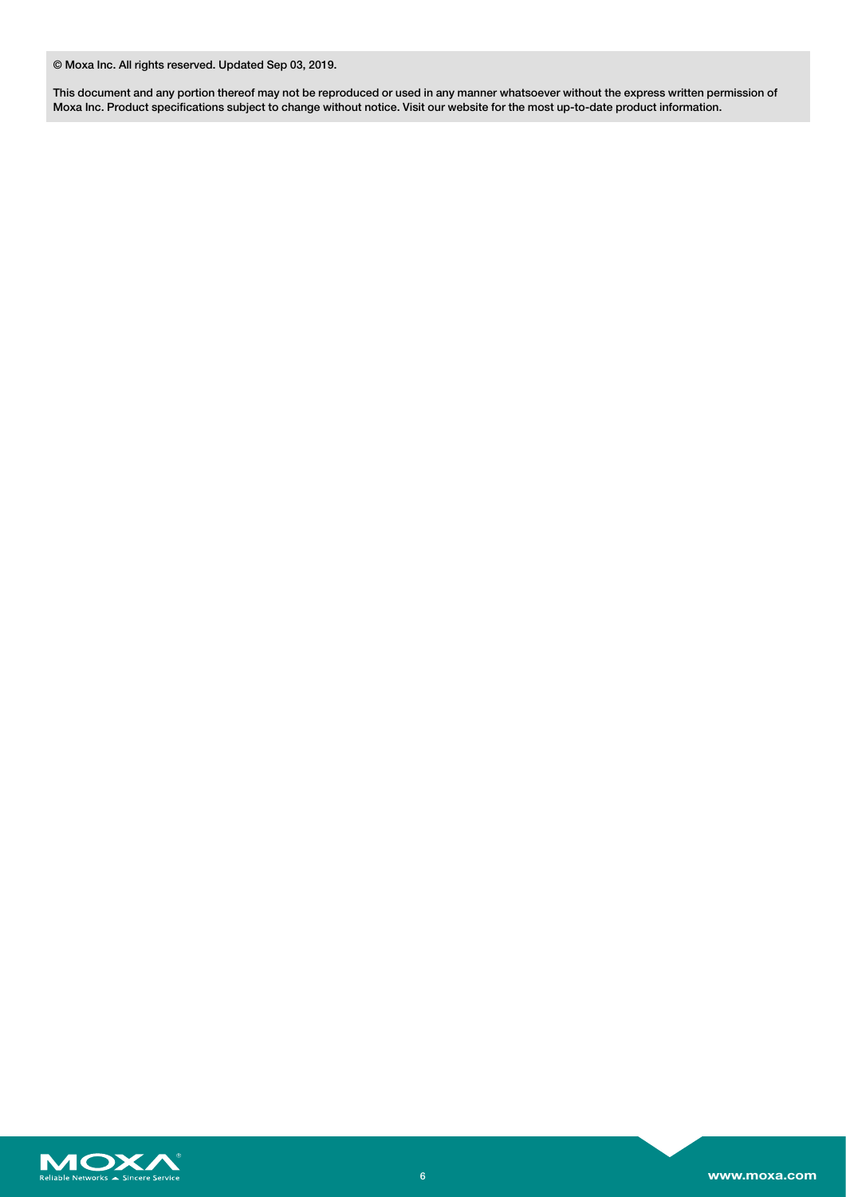© Moxa Inc. All rights reserved. Updated Sep 03, 2019.

This document and any portion thereof may not be reproduced or used in any manner whatsoever without the express written permission of Moxa Inc. Product specifications subject to change without notice. Visit our website for the most up-to-date product information.